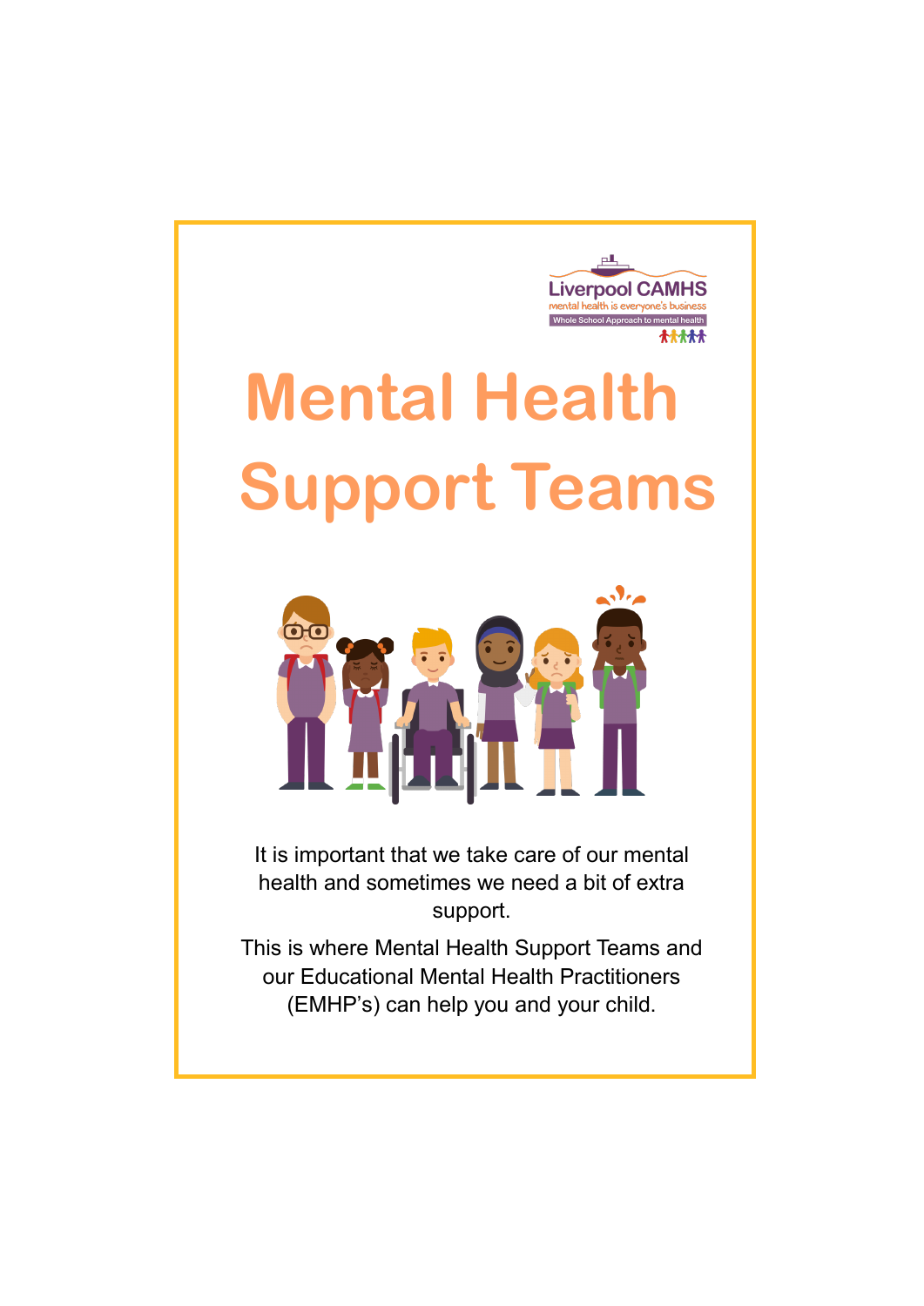Liverpool CAMHS

mental health is everyone's business

Whole School Approach to mental health

# Mental Health Support Teams

It is important that we take care of our mental health and sometimes we need a bit of extra support.

This is where Mental Health Support Teams and our Educational Mental Health Practitioners (EMHP's) can help you and your child.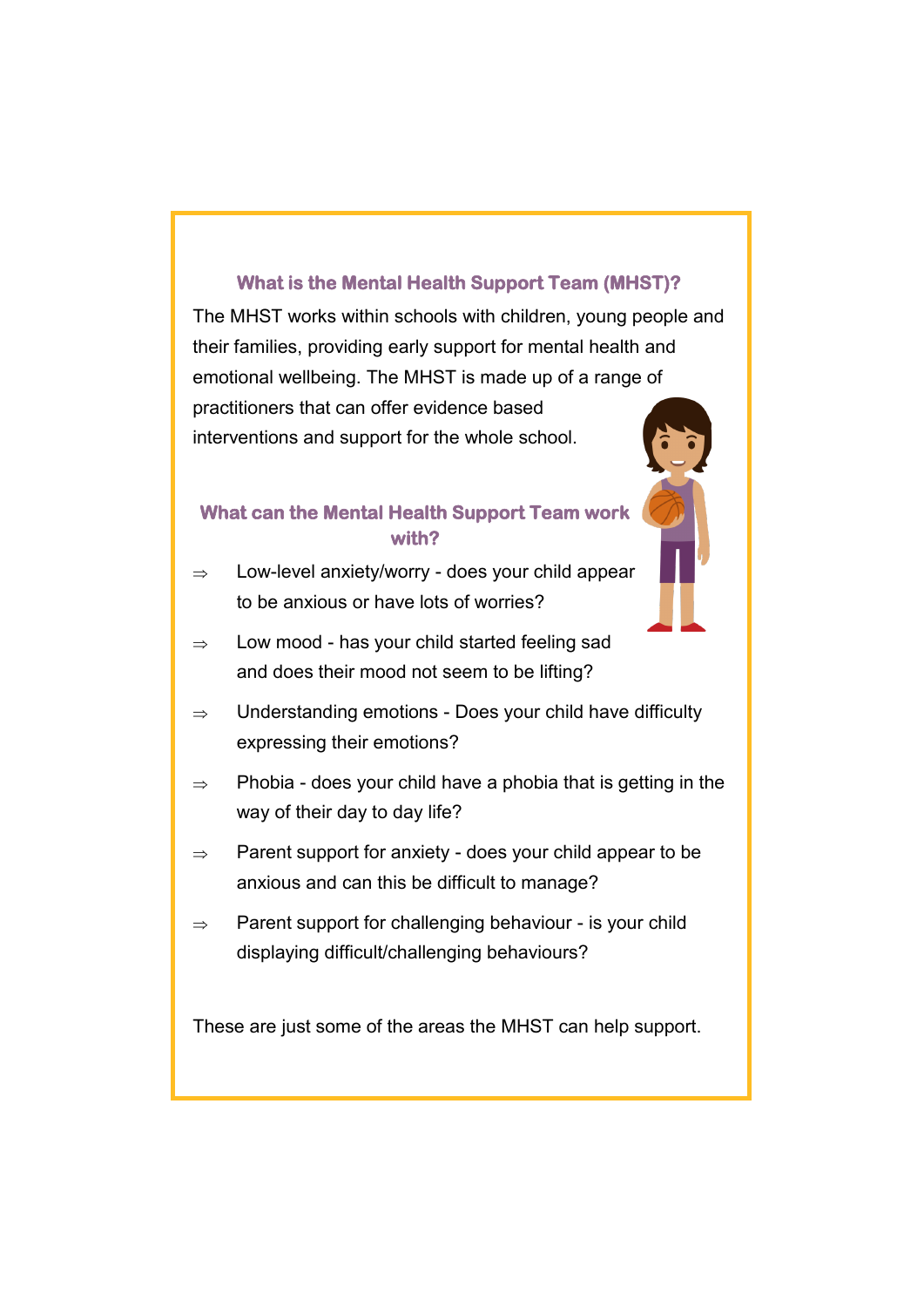## What is the Mental Health Support Team (MHST)?

The MHST works within schools with children, young people and their families, providing early support for mental health and emotional wellbeing. The MHST is made up of a range of practitioners that can offer evidence based interventions and support for the whole school.

## What can the Mental Health Support Team work with?

- ⇒ Low-level anxiety/worry - does your child appear to be anxious or have lots of worries?
- ⇒ Low mood - has your child started feeling sad and does their mood not seem to be lifting?
- ⇒ Understanding emotions - Does your child have difficulty expressing their emotions?
- ⇒ Phobia - does your child have a phobia that is getting in the way of their day to day life?
- ⇒ Parent support for anxiety - does your child appear to be anxious and can this be difficult to manage?
- ⇒ Parent support for challenging behaviour - is your child displaying difficult/challenging behaviours?

These are just some of the areas the MHST can help support.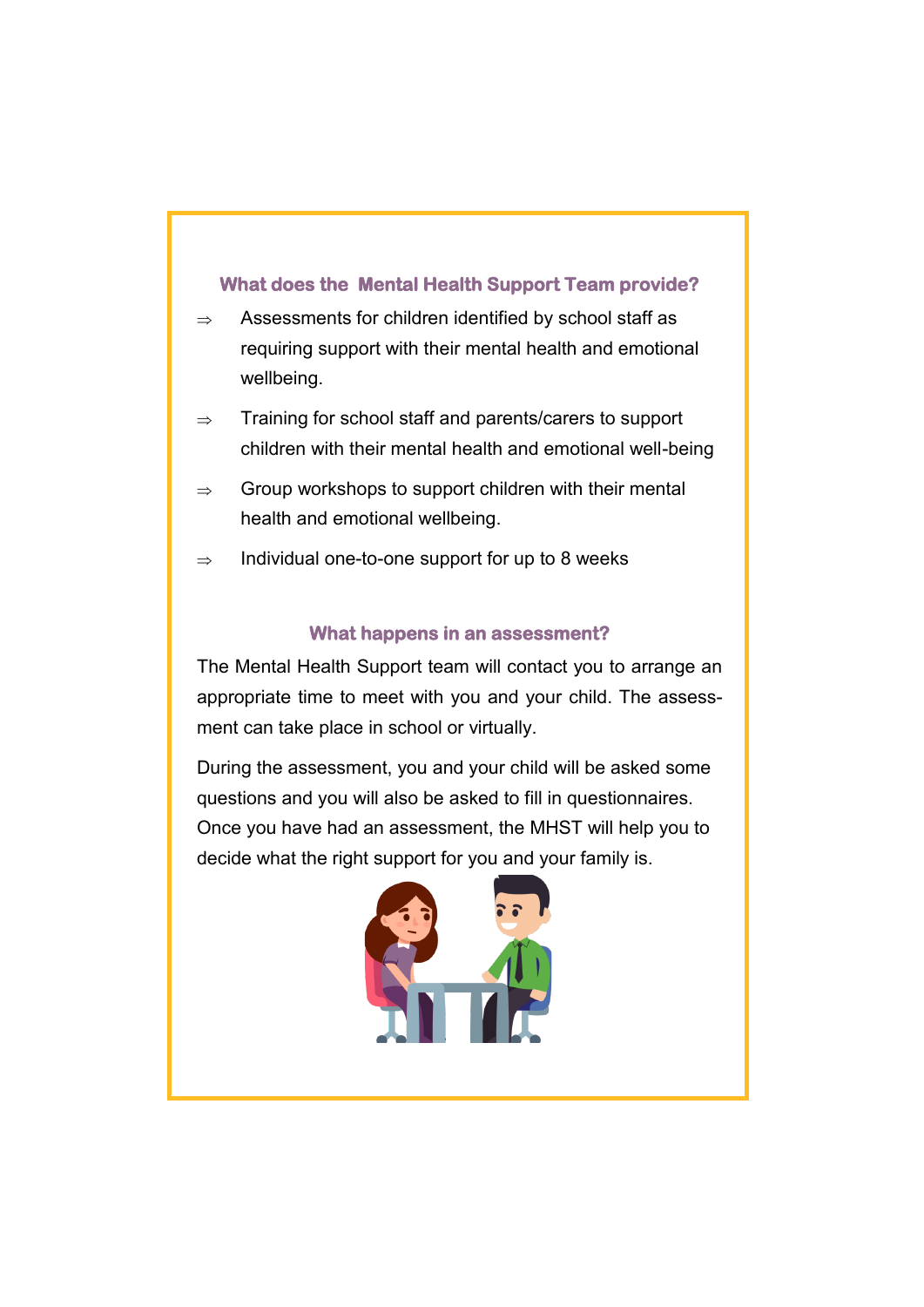## What does the Mental Health Support Team provide?

- Assessments for children identified by school staff as requiring support with their mental health and emotional wellbeing.
- Training for school staff and parents/carers to support children with their mental health and emotional well-being
- Group workshops to support children with their mental health and emotional wellbeing.
- Individual one-to-one support for up to 8 weeks

## What happens in an assessment?

The Mental Health Support team will contact you to arrange an appropriate time to meet with you and your child. The assessment can take place in school or virtually.

During the assessment, you and your child will be asked some questions and you will also be asked to fill in questionnaires. Once you have had an assessment, the MHST will help you to decide what the right support for you and your family is.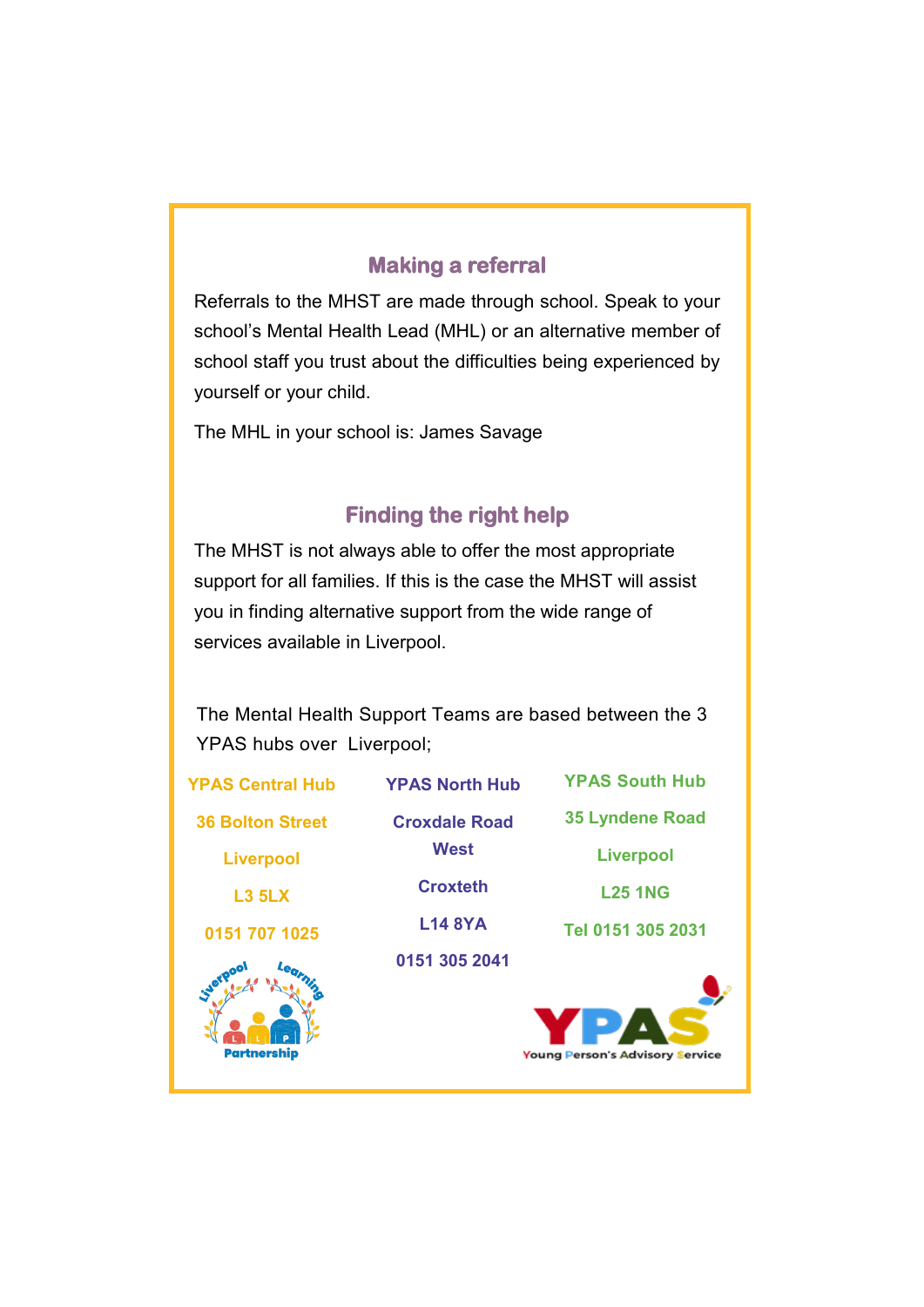## Making a referral

Referrals to the MHST are made through school. Speak to your school's Mental Health Lead (MHL) or an alternative member of school staff you trust about the difficulties being experienced by yourself or your child.

The MHL in your school is: James Savage

## Finding the right help

The MHST is not always able to offer the most appropriate support for all families. If this is the case the MHST will assist you in finding alternative support from the wide range of services available in Liverpool.

The Mental Health Support Teams are based between the 3 YPAS hubs over Liverpool;

**YPAS Central Hub**
**36 Bolton Street**
**Liverpool**
**L3 5LX**
**0151 707 1025**

**YPAS North Hub**
**Croxdale Road West**
**Croxteth**
**L14 8YA**
**0151 305 2041**

**YPAS South Hub**
**35 Lyndene Road**
**Liverpool**
**L25 1NG**
**Tel 0151 305 2031**

Liverpool Learning Partnership

YPAS Young Person's Advisory Service